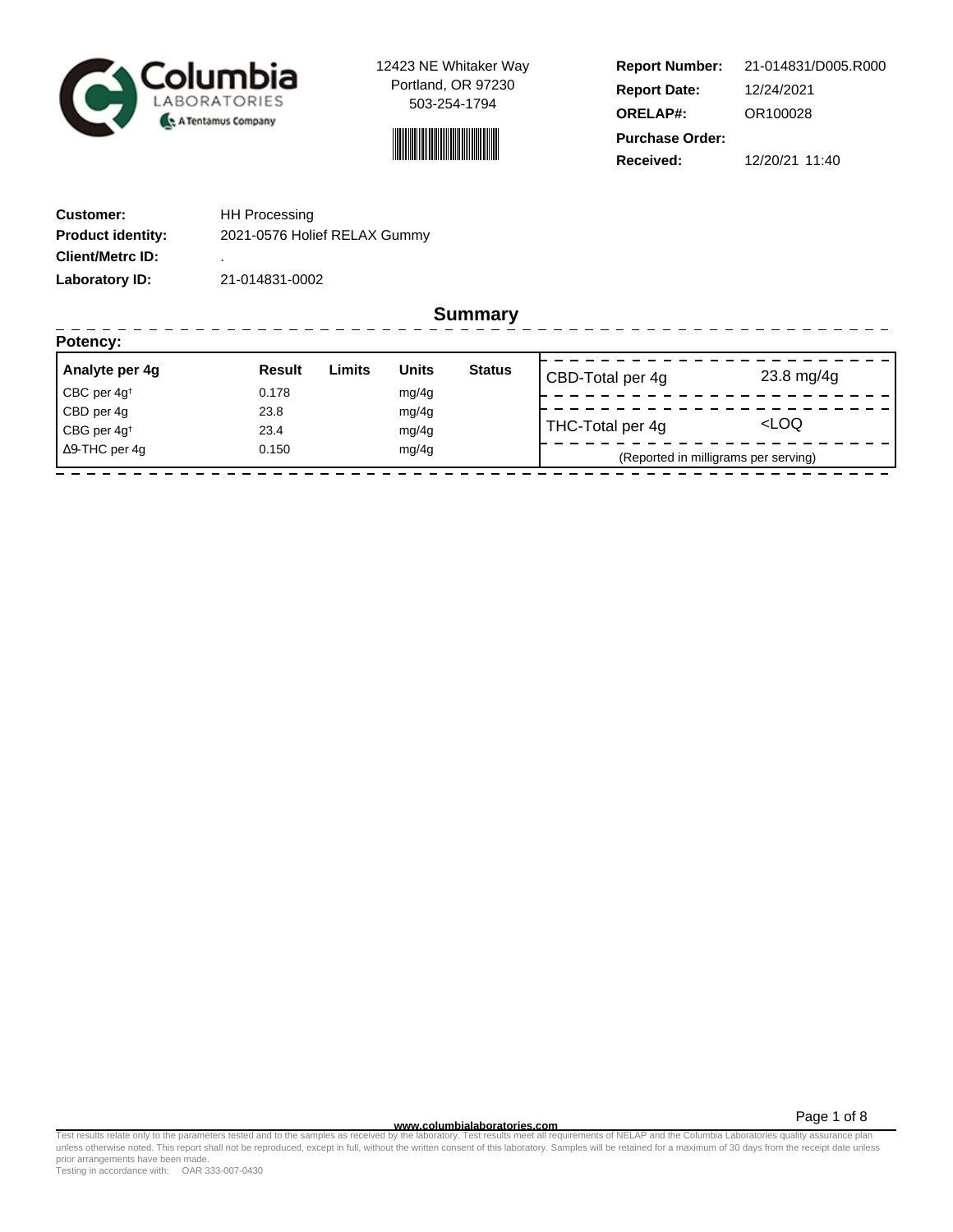12423 NE Whitaker Way
Portland, OR 97230
503-254-1794

| | |
|---|---|
| **Report Number:** | 21-014831/D005.R000 |
| **Report Date:** | 12/24/2021 |
| **ORELAP#:** | OR100028 |
| **Purchase Order:** | |
| **Received:** | 12/20/21 11:40 |

| | |
|---|---|
| **Customer:** | HH Processing |
| **Product identity:** | 2021-0576 Holief RELAX Gummy |
| **Client/Metrc ID:** | . |
| **Laboratory ID:** | 21-014831-0002 |

## Summary

**Potency:**

| Analyte per 4g | Result | Limits | Units | Status |
|---|---|---|---|---|
| CBC per 4g† | 0.178 | | mg/4g | |
| CBD per 4g | 23.8 | | mg/4g | |
| CBG per 4g† | 23.4 | | mg/4g | |
| Δ9-THC per 4g | 0.150 | | mg/4g | |

| | |
|---|---|
| CBD-Total per 4g | 23.8 mg/4g |
| THC-Total per 4g | <LOQ |

(Reported in milligrams per serving)

www.columbialaboratories.com

Test results relate only to the parameters tested and to the samples as received by the laboratory. Test results meet all requirements of NELAP and the Columbia Laboratories quality assurance plan unless otherwise noted. This report shall not be reproduced, except in full, without the written consent of this laboratory. Samples will be retained for a maximum of 30 days from the receipt date unless prior arrangements have been made.
Testing in accordance with: OAR 333-007-0430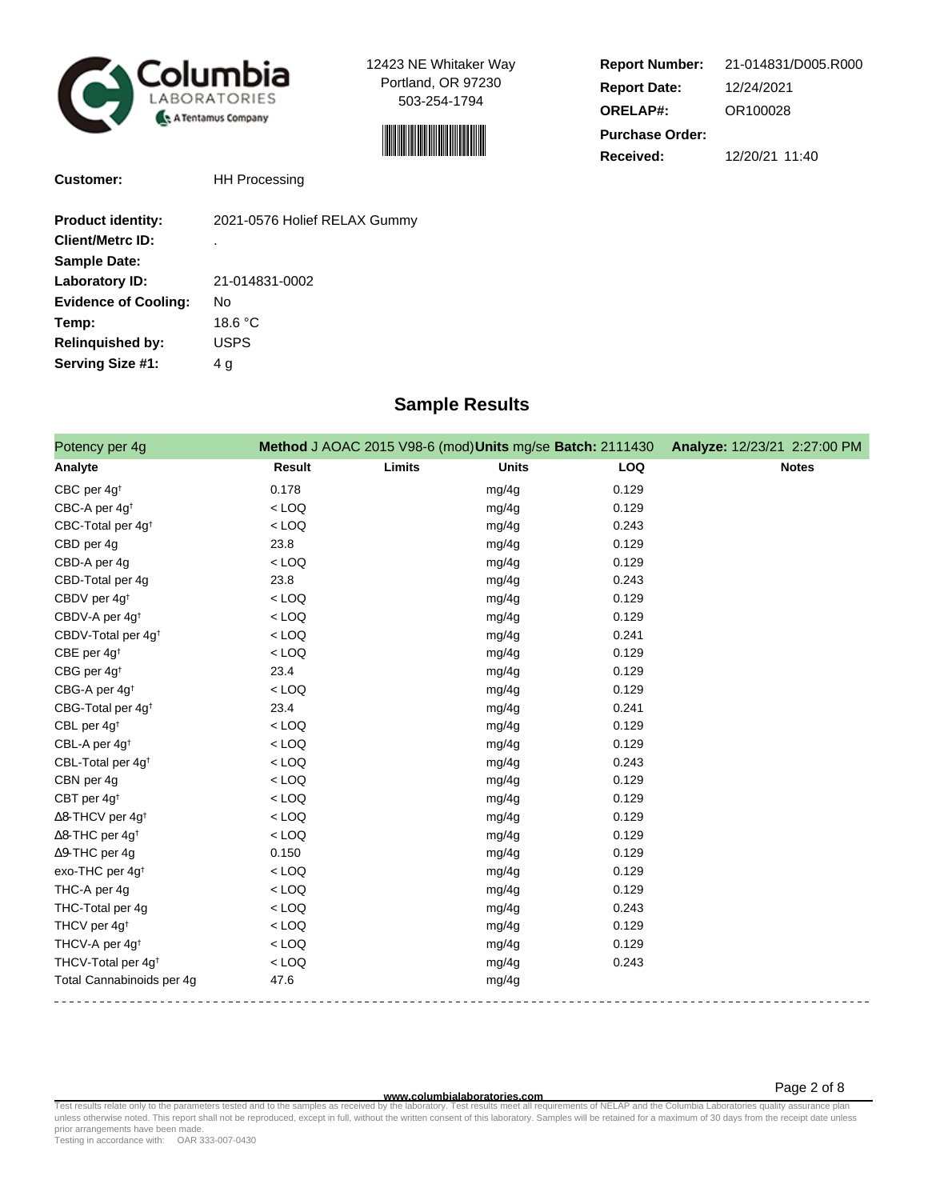Columbia LABORATORIES
A Tentamus Company

12423 NE Whitaker Way
Portland, OR 97230
503-254-1794

**Report Number:** 21-014831/D005.R000
**Report Date:** 12/24/2021
**ORELAP#:** OR100028
**Purchase Order:**
**Received:** 12/20/21 11:40

**Customer:** HH Processing

**Product identity:** 2021-0576 Holief RELAX Gummy
**Client/Metrc ID:** .
**Sample Date:**
**Laboratory ID:** 21-014831-0002
**Evidence of Cooling:** No
**Temp:** 18.6 °C
**Relinquished by:** USPS
**Serving Size #1:** 4 g

## Sample Results

Potency per 4g — **Method** J AOAC 2015 V98-6 (mod) **Units** mg/se **Batch:** 2111430 — **Analyze:** 12/23/21 2:27:00 PM

| Analyte | Result | Limits | Units | LOQ | Notes |
|---|---|---|---|---|---|
| CBC per 4g† | 0.178 | | mg/4g | 0.129 | |
| CBC-A per 4g† | < LOQ | | mg/4g | 0.129 | |
| CBC-Total per 4g† | < LOQ | | mg/4g | 0.243 | |
| CBD per 4g | 23.8 | | mg/4g | 0.129 | |
| CBD-A per 4g | < LOQ | | mg/4g | 0.129 | |
| CBD-Total per 4g | 23.8 | | mg/4g | 0.243 | |
| CBDV per 4g† | < LOQ | | mg/4g | 0.129 | |
| CBDV-A per 4g† | < LOQ | | mg/4g | 0.129 | |
| CBDV-Total per 4g† | < LOQ | | mg/4g | 0.241 | |
| CBE per 4g† | < LOQ | | mg/4g | 0.129 | |
| CBG per 4g† | 23.4 | | mg/4g | 0.129 | |
| CBG-A per 4g† | < LOQ | | mg/4g | 0.129 | |
| CBG-Total per 4g† | 23.4 | | mg/4g | 0.241 | |
| CBL per 4g† | < LOQ | | mg/4g | 0.129 | |
| CBL-A per 4g† | < LOQ | | mg/4g | 0.129 | |
| CBL-Total per 4g† | < LOQ | | mg/4g | 0.243 | |
| CBN per 4g | < LOQ | | mg/4g | 0.129 | |
| CBT per 4g† | < LOQ | | mg/4g | 0.129 | |
| Δ8-THCV per 4g† | < LOQ | | mg/4g | 0.129 | |
| Δ8-THC per 4g† | < LOQ | | mg/4g | 0.129 | |
| Δ9-THC per 4g | 0.150 | | mg/4g | 0.129 | |
| exo-THC per 4g† | < LOQ | | mg/4g | 0.129 | |
| THC-A per 4g | < LOQ | | mg/4g | 0.129 | |
| THC-Total per 4g | < LOQ | | mg/4g | 0.243 | |
| THCV per 4g† | < LOQ | | mg/4g | 0.129 | |
| THCV-A per 4g† | < LOQ | | mg/4g | 0.129 | |
| THCV-Total per 4g† | < LOQ | | mg/4g | 0.243 | |
| Total Cannabinoids per 4g | 47.6 | | mg/4g | | |

www.columbialaboratories.com

Test results relate only to the parameters tested and to the samples as received by the laboratory. Test results meet all requirements of NELAP and the Columbia Laboratories quality assurance plan unless otherwise noted. This report shall not be reproduced, except in full, without the written consent of this laboratory. Samples will be retained for a maximum of 30 days from the receipt date unless prior arrangements have been made.
Testing in accordance with: OAR 333-007-0430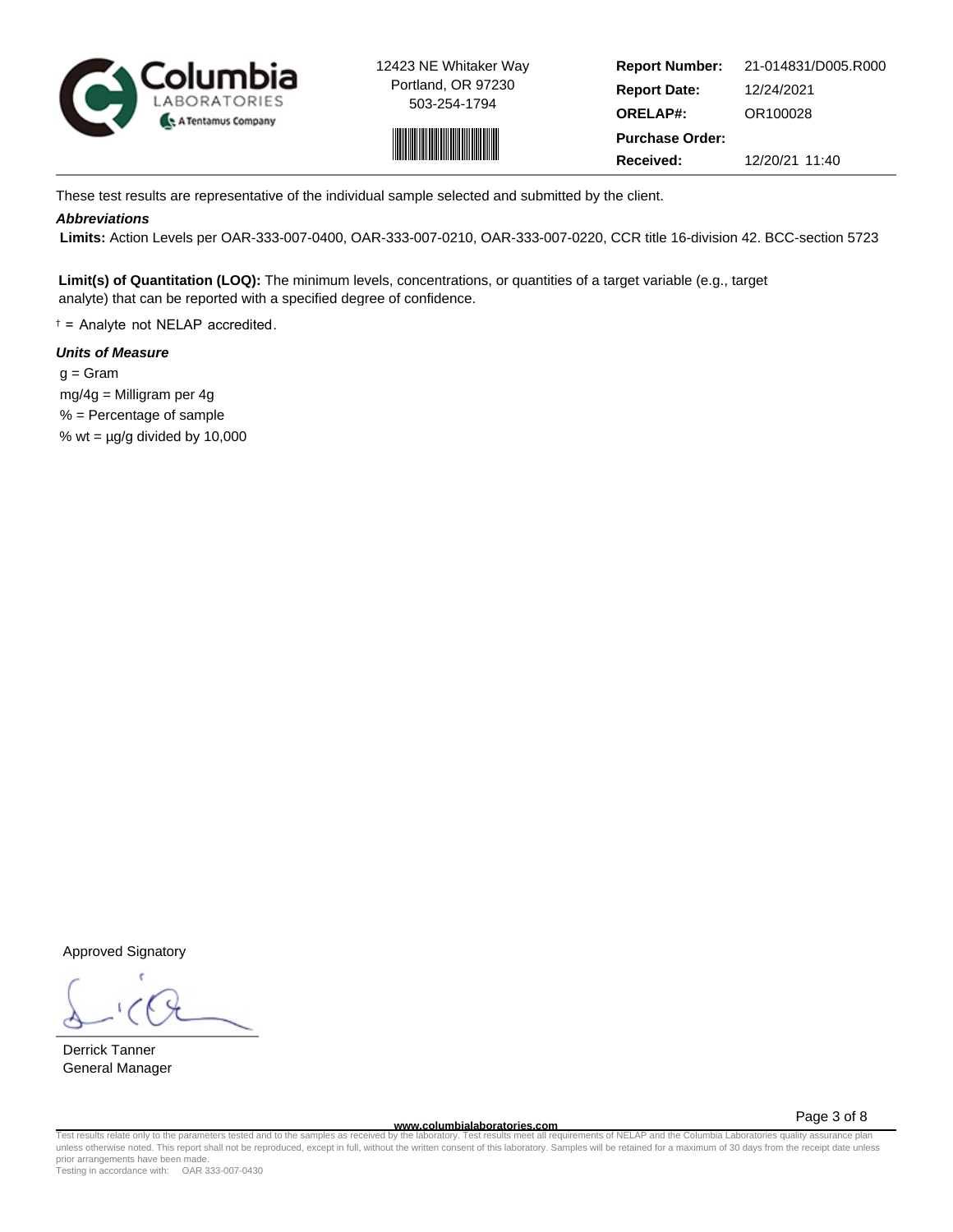12423 NE Whitaker Way
Portland, OR 97230
503-254-1794

| | |
|---|---|
| **Report Number:** | 21-014831/D005.R000 |
| **Report Date:** | 12/24/2021 |
| **ORELAP#:** | OR100028 |
| **Purchase Order:** | |
| **Received:** | 12/20/21 11:40 |

These test results are representative of the individual sample selected and submitted by the client.

***Abbreviations***

**Limits:** Action Levels per OAR-333-007-0400, OAR-333-007-0210, OAR-333-007-0220, CCR title 16-division 42. BCC-section 5723

**Limit(s) of Quantitation (LOQ):** The minimum levels, concentrations, or quantities of a target variable (e.g., target analyte) that can be reported with a specified degree of confidence.

† = Analyte not NELAP accredited.

***Units of Measure***

g = Gram
mg/4g = Milligram per 4g
% = Percentage of sample
% wt = µg/g divided by 10,000

Approved Signatory

Derrick Tanner
General Manager

www.columbialaboratories.com

Test results relate only to the parameters tested and to the samples as received by the laboratory. Test results meet all requirements of NELAP and the Columbia Laboratories quality assurance plan unless otherwise noted. This report shall not be reproduced, except in full, without the written consent of this laboratory. Samples will be retained for a maximum of 30 days from the receipt date unless prior arrangements have been made.
Testing in accordance with: OAR 333-007-0430